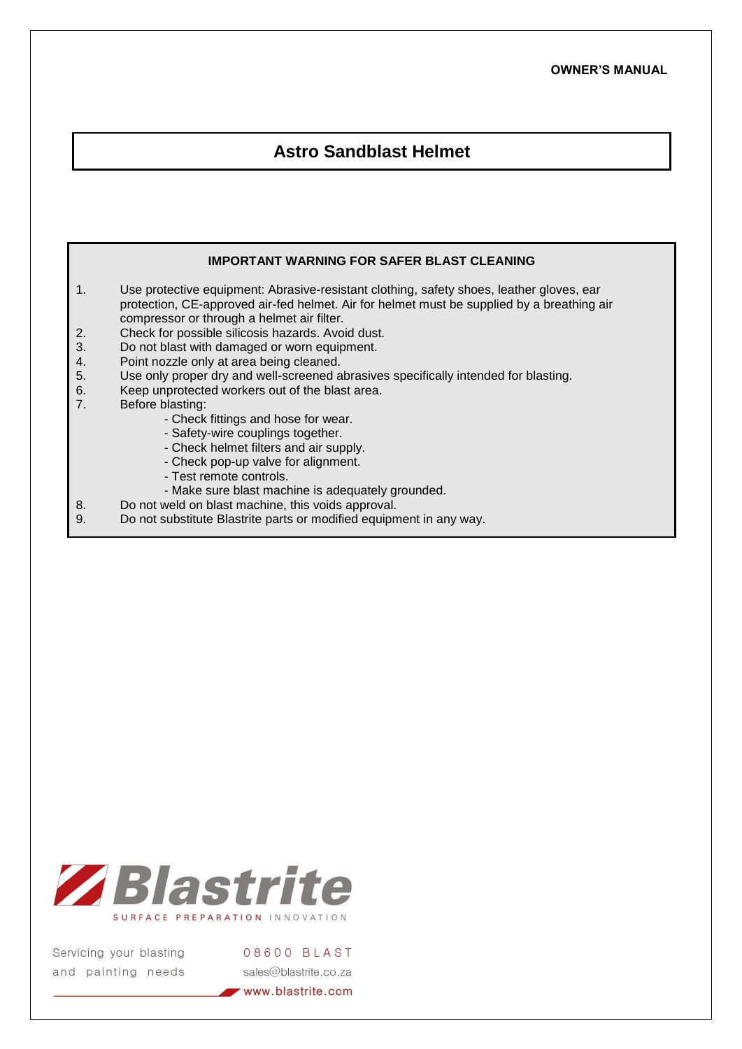**OWNER'S MANUAL**

# Astro Sandblast Helmet

## IMPORTANT WARNING FOR SAFER BLAST CLEANING

1. Use protective equipment: Abrasive-resistant clothing, safety shoes, leather gloves, ear protection, CE-approved air-fed helmet. Air for helmet must be supplied by a breathing air compressor or through a helmet air filter.
2. Check for possible silicosis hazards. Avoid dust.
3. Do not blast with damaged or worn equipment.
4. Point nozzle only at area being cleaned.
5. Use only proper dry and well-screened abrasives specifically intended for blasting.
6. Keep unprotected workers out of the blast area.
7. Before blasting:
   - Check fittings and hose for wear.
   - Safety-wire couplings together.
   - Check helmet filters and air supply.
   - Check pop-up valve for alignment.
   - Test remote controls.
   - Make sure blast machine is adequately grounded.
8. Do not weld on blast machine, this voids approval.
9. Do not substitute Blastrite parts or modified equipment in any way.

**Blastrite**
SURFACE PREPARATION INNOVATION

Servicing your blasting and painting needs

08600 BLAST
sales@blastrite.co.za
www.blastrite.com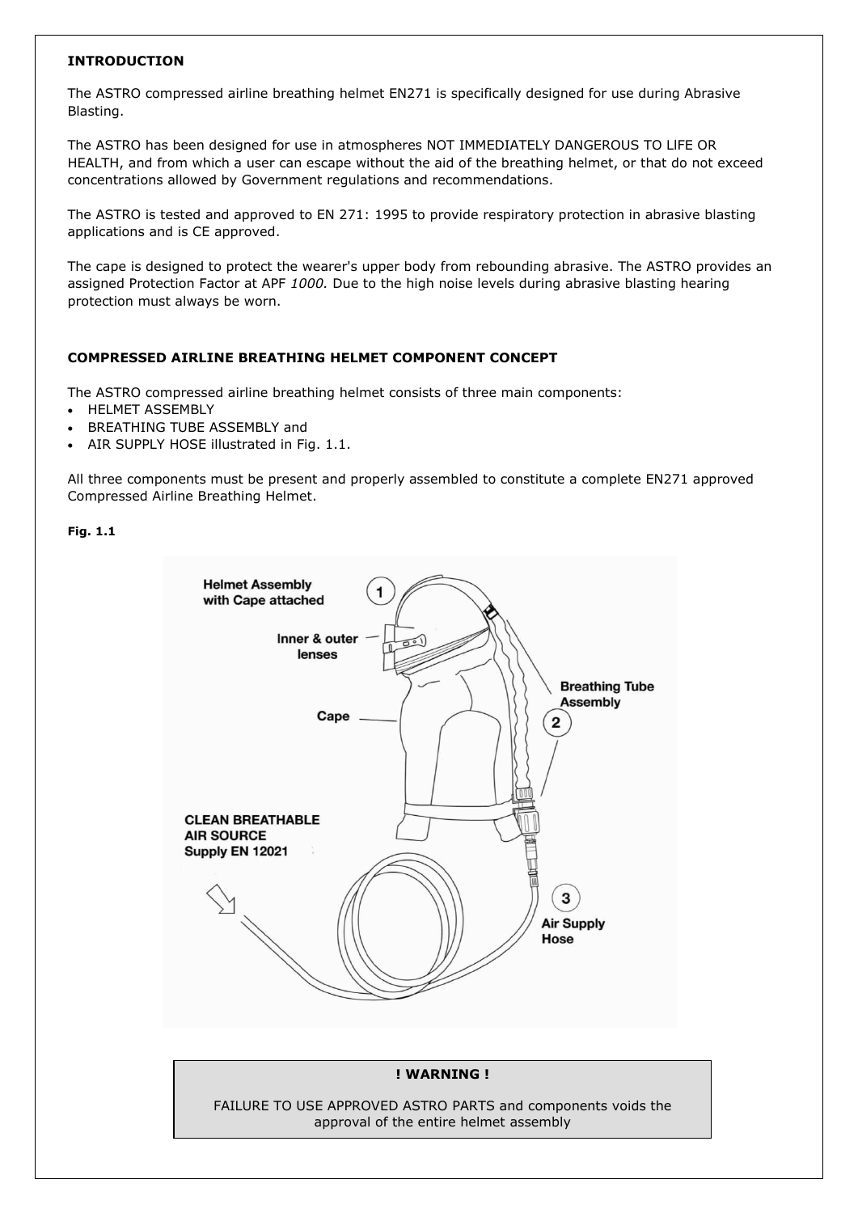**INTRODUCTION**

The ASTRO compressed airline breathing helmet EN271 is specifically designed for use during Abrasive Blasting.

The ASTRO has been designed for use in atmospheres NOT IMMEDIATELY DANGEROUS TO LIFE OR HEALTH, and from which a user can escape without the aid of the breathing helmet, or that do not exceed concentrations allowed by Government regulations and recommendations.

The ASTRO is tested and approved to EN 271: 1995 to provide respiratory protection in abrasive blasting applications and is CE approved.

The cape is designed to protect the wearer's upper body from rebounding abrasive. The ASTRO provides an assigned Protection Factor at APF *1000.* Due to the high noise levels during abrasive blasting hearing protection must always be worn.

**COMPRESSED AIRLINE BREATHING HELMET COMPONENT CONCEPT**

The ASTRO compressed airline breathing helmet consists of three main components:

- HELMET ASSEMBLY
- BREATHING TUBE ASSEMBLY and
- AIR SUPPLY HOSE illustrated in Fig. 1.1.

All three components must be present and properly assembled to constitute a complete EN271 approved Compressed Airline Breathing Helmet.

**Fig. 1.1**

Helmet Assembly with Cape attached (1)

Inner & outer lenses

Cape

Breathing Tube Assembly (2)

CLEAN BREATHABLE AIR SOURCE Supply EN 12021

Air Supply Hose (3)

**! WARNING !**

FAILURE TO USE APPROVED ASTRO PARTS and components voids the approval of the entire helmet assembly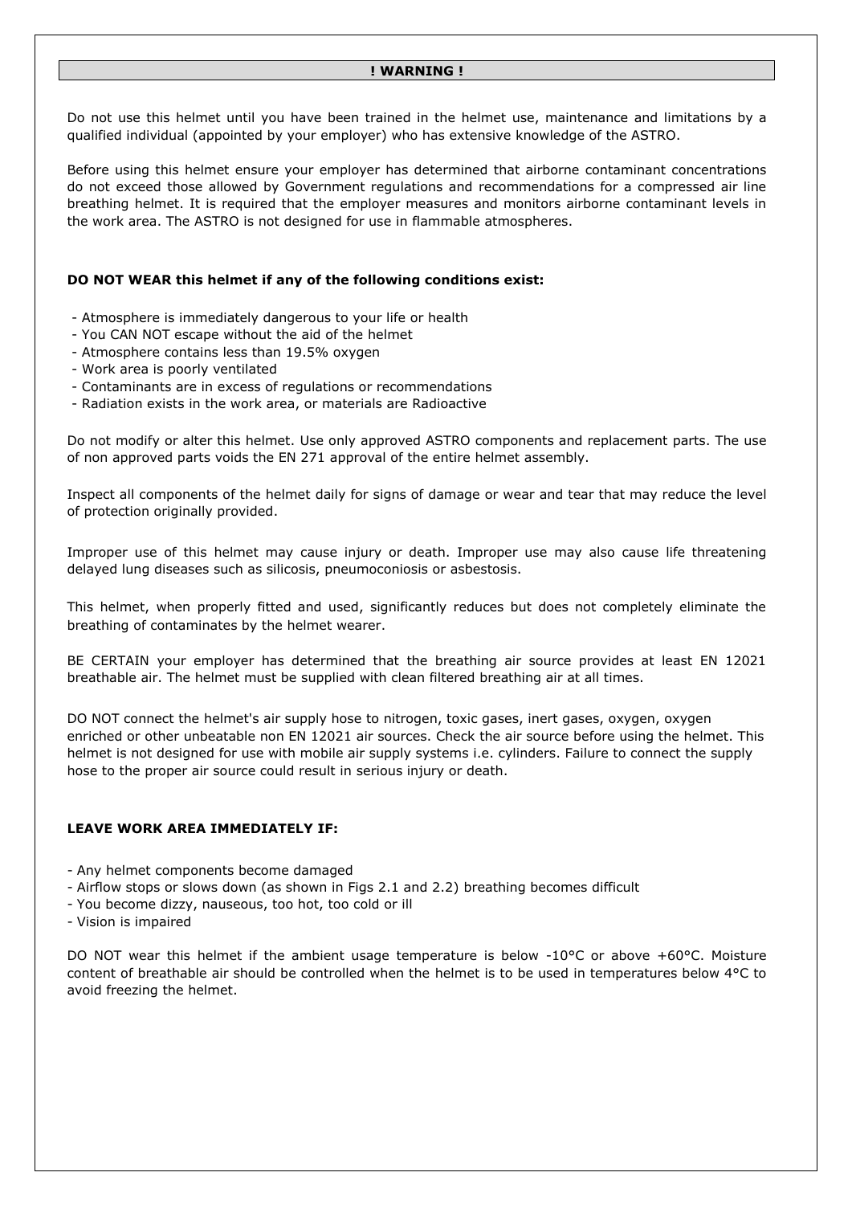## ! WARNING !

Do not use this helmet until you have been trained in the helmet use, maintenance and limitations by a qualified individual (appointed by your employer) who has extensive knowledge of the ASTRO.

Before using this helmet ensure your employer has determined that airborne contaminant concentrations do not exceed those allowed by Government regulations and recommendations for a compressed air line breathing helmet. It is required that the employer measures and monitors airborne contaminant levels in the work area. The ASTRO is not designed for use in flammable atmospheres.

**DO NOT WEAR this helmet if any of the following conditions exist:**

- Atmosphere is immediately dangerous to your life or health
- You CAN NOT escape without the aid of the helmet
- Atmosphere contains less than 19.5% oxygen
- Work area is poorly ventilated
- Contaminants are in excess of regulations or recommendations
- Radiation exists in the work area, or materials are Radioactive

Do not modify or alter this helmet. Use only approved ASTRO components and replacement parts. The use of non approved parts voids the EN 271 approval of the entire helmet assembly.

Inspect all components of the helmet daily for signs of damage or wear and tear that may reduce the level of protection originally provided.

Improper use of this helmet may cause injury or death. Improper use may also cause life threatening delayed lung diseases such as silicosis, pneumoconiosis or asbestosis.

This helmet, when properly fitted and used, significantly reduces but does not completely eliminate the breathing of contaminates by the helmet wearer.

BE CERTAIN your employer has determined that the breathing air source provides at least EN 12021 breathable air. The helmet must be supplied with clean filtered breathing air at all times.

DO NOT connect the helmet's air supply hose to nitrogen, toxic gases, inert gases, oxygen, oxygen enriched or other unbeatable non EN 12021 air sources. Check the air source before using the helmet. This helmet is not designed for use with mobile air supply systems i.e. cylinders. Failure to connect the supply hose to the proper air source could result in serious injury or death.

**LEAVE WORK AREA IMMEDIATELY IF:**

- Any helmet components become damaged
- Airflow stops or slows down (as shown in Figs 2.1 and 2.2) breathing becomes difficult
- You become dizzy, nauseous, too hot, too cold or ill
- Vision is impaired

DO NOT wear this helmet if the ambient usage temperature is below -10°C or above +60°C. Moisture content of breathable air should be controlled when the helmet is to be used in temperatures below 4°C to avoid freezing the helmet.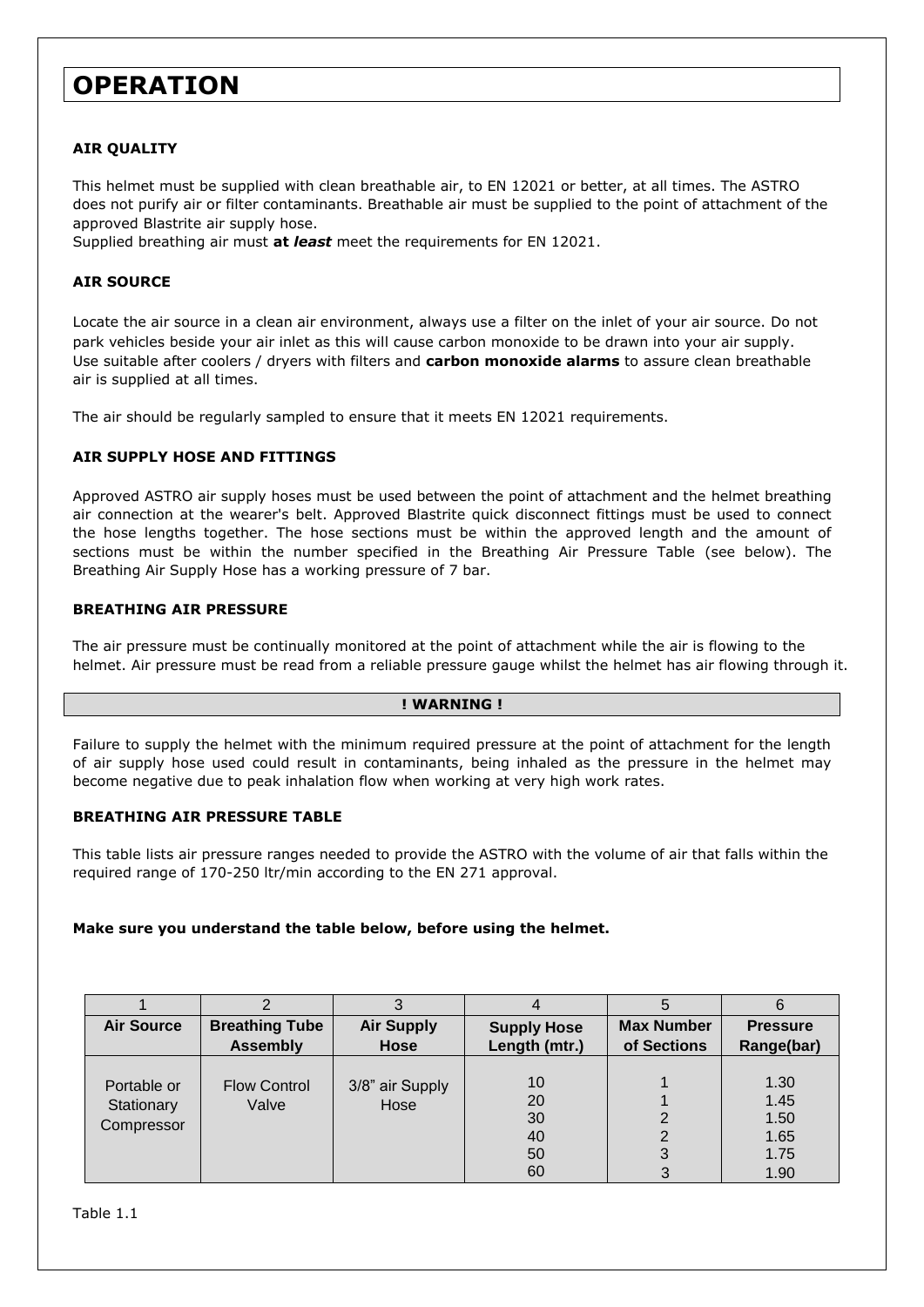# OPERATION

### AIR QUALITY

This helmet must be supplied with clean breathable air, to EN 12021 or better, at all times. The ASTRO does not purify air or filter contaminants. Breathable air must be supplied to the point of attachment of the approved Blastrite air supply hose.
Supplied breathing air must **at *least*** meet the requirements for EN 12021.

### AIR SOURCE

Locate the air source in a clean air environment, always use a filter on the inlet of your air source. Do not park vehicles beside your air inlet as this will cause carbon monoxide to be drawn into your air supply. Use suitable after coolers / dryers with filters and **carbon monoxide alarms** to assure clean breathable air is supplied at all times.

The air should be regularly sampled to ensure that it meets EN 12021 requirements.

### AIR SUPPLY HOSE AND FITTINGS

Approved ASTRO air supply hoses must be used between the point of attachment and the helmet breathing air connection at the wearer's belt. Approved Blastrite quick disconnect fittings must be used to connect the hose lengths together. The hose sections must be within the approved length and the amount of sections must be within the number specified in the Breathing Air Pressure Table (see below). The Breathing Air Supply Hose has a working pressure of 7 bar.

### BREATHING AIR PRESSURE

The air pressure must be continually monitored at the point of attachment while the air is flowing to the helmet. Air pressure must be read from a reliable pressure gauge whilst the helmet has air flowing through it.

**! WARNING !**

Failure to supply the helmet with the minimum required pressure at the point of attachment for the length of air supply hose used could result in contaminants, being inhaled as the pressure in the helmet may become negative due to peak inhalation flow when working at very high work rates.

### BREATHING AIR PRESSURE TABLE

This table lists air pressure ranges needed to provide the ASTRO with the volume of air that falls within the required range of 170-250 ltr/min according to the EN 271 approval.

**Make sure you understand the table below, before using the helmet.**

| 1 | 2 | 3 | 4 | 5 | 6 |
|---|---|---|---|---|---|
| **Air Source** | **Breathing Tube Assembly** | **Air Supply Hose** | **Supply Hose Length (mtr.)** | **Max Number of Sections** | **Pressure Range(bar)** |
| Portable or Stationary Compressor | Flow Control Valve | 3/8" air Supply Hose | 10 | 1 | 1.30 |
| | | | 20 | 1 | 1.45 |
| | | | 30 | 2 | 1.50 |
| | | | 40 | 2 | 1.65 |
| | | | 50 | 3 | 1.75 |
| | | | 60 | 3 | 1.90 |

Table 1.1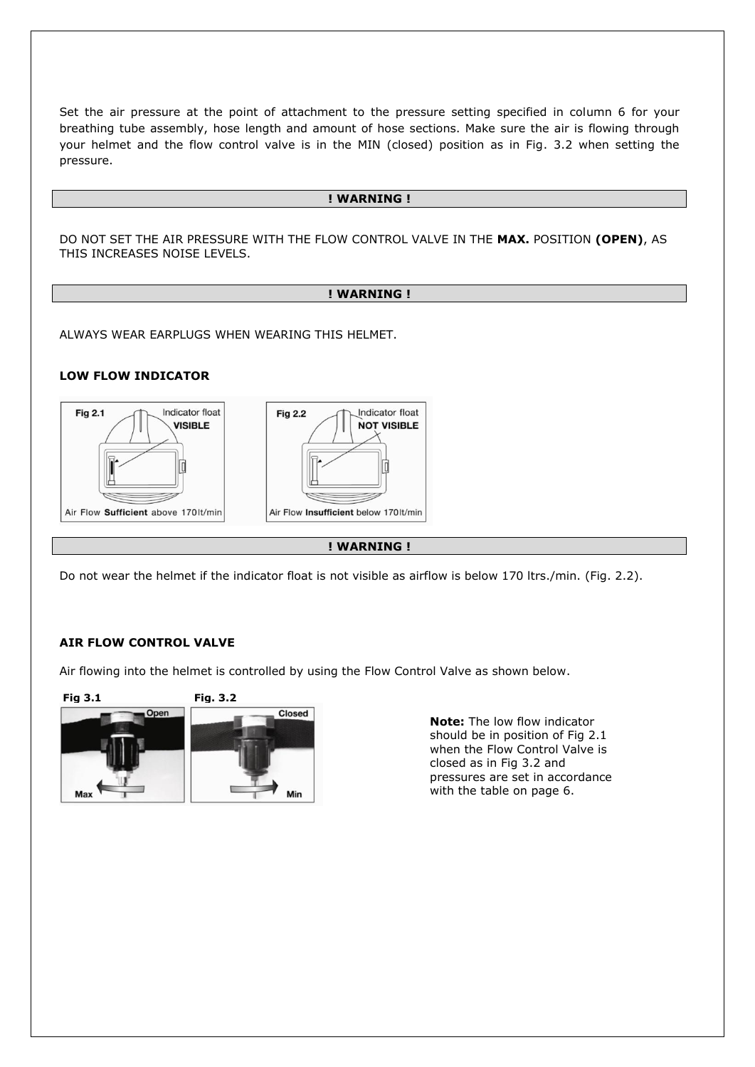Set the air pressure at the point of attachment to the pressure setting specified in column 6 for your breathing tube assembly, hose length and amount of hose sections. Make sure the air is flowing through your helmet and the flow control valve is in the MIN (closed) position as in Fig. 3.2 when setting the pressure.

**! WARNING !**

DO NOT SET THE AIR PRESSURE WITH THE FLOW CONTROL VALVE IN THE **MAX.** POSITION **(OPEN)**, AS THIS INCREASES NOISE LEVELS.

**! WARNING !**

ALWAYS WEAR EARPLUGS WHEN WEARING THIS HELMET.

**LOW FLOW INDICATOR**

Fig 2.1 Indicator float **VISIBLE** — Air Flow **Sufficient** above 170lt/min

Fig 2.2 Indicator float **NOT VISIBLE** — Air Flow **Insufficient** below 170lt/min

**! WARNING !**

Do not wear the helmet if the indicator float is not visible as airflow is below 170 ltrs./min. (Fig. 2.2).

**AIR FLOW CONTROL VALVE**

Air flowing into the helmet is controlled by using the Flow Control Valve as shown below.

Fig 3.1 Open — Max

Fig. 3.2 Closed — Min

**Note:** The low flow indicator should be in position of Fig 2.1 when the Flow Control Valve is closed as in Fig 3.2 and pressures are set in accordance with the table on page 6.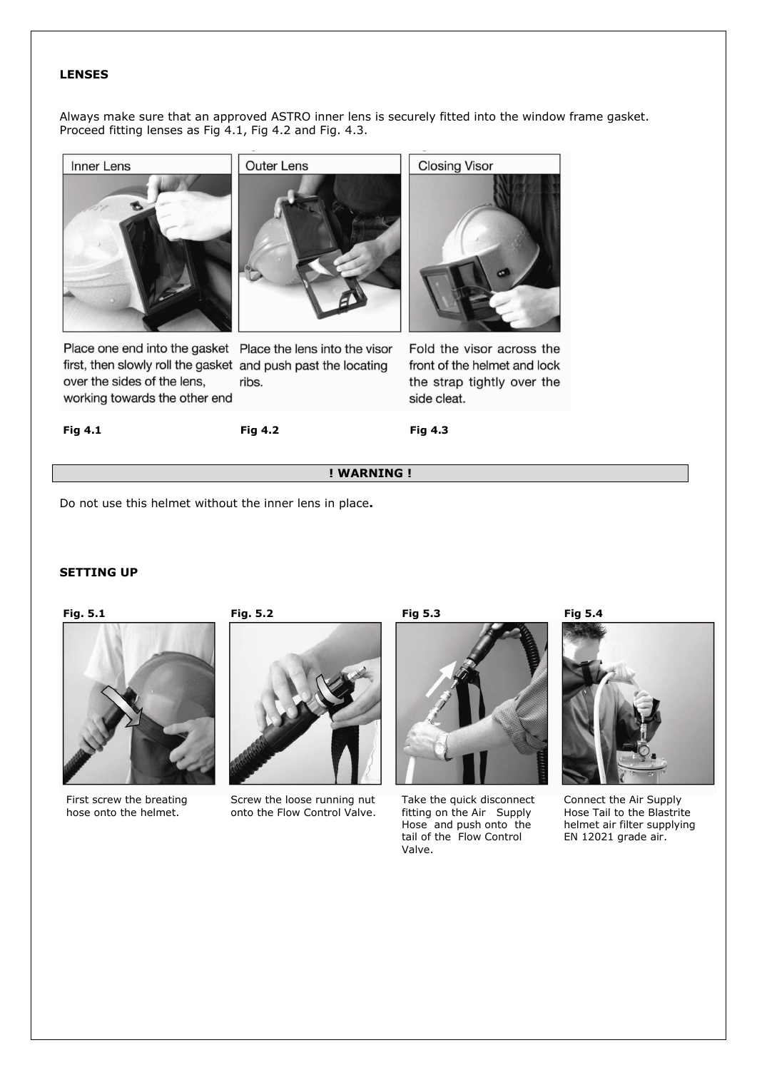## LENSES

Always make sure that an approved ASTRO inner lens is securely fitted into the window frame gasket. Proceed fitting lenses as Fig 4.1, Fig 4.2 and Fig. 4.3.

| Inner Lens | Outer Lens | Closing Visor |
| --- | --- | --- |
| Place one end into the gasket first, then slowly roll the gasket over the sides of the lens, working towards the other end | Place the lens into the visor and push past the locating ribs. | Fold the visor across the front of the helmet and lock the strap tightly over the side cleat. |
| **Fig 4.1** | **Fig 4.2** | **Fig 4.3** |

**! WARNING !**

Do not use this helmet without the inner lens in place**.**

## SETTING UP

| **Fig. 5.1** | **Fig. 5.2** | **Fig 5.3** | **Fig 5.4** |
| --- | --- | --- | --- |
| First screw the breating hose onto the helmet. | Screw the loose running nut onto the Flow Control Valve. | Take the quick disconnect fitting on the Air Supply Hose and push onto the tail of the Flow Control Valve. | Connect the Air Supply Hose Tail to the Blastrite helmet air filter supplying EN 12021 grade air. |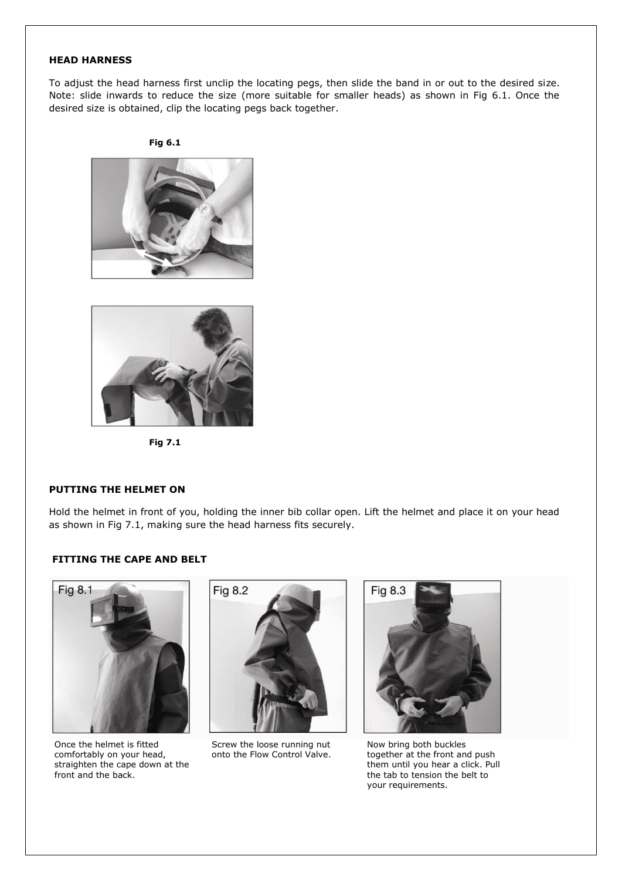## HEAD HARNESS

To adjust the head harness first unclip the locating pegs, then slide the band in or out to the desired size. Note: slide inwards to reduce the size (more suitable for smaller heads) as shown in Fig 6.1. Once the desired size is obtained, clip the locating pegs back together.

**Fig 6.1**

**Fig 7.1**

## PUTTING THE HELMET ON

Hold the helmet in front of you, holding the inner bib collar open. Lift the helmet and place it on your head as shown in Fig 7.1, making sure the head harness fits securely.

## FITTING THE CAPE AND BELT

Fig 8.1

Once the helmet is fitted comfortably on your head, straighten the cape down at the front and the back.

Fig 8.2

Screw the loose running nut onto the Flow Control Valve.

Fig 8.3

Now bring both buckles together at the front and push them until you hear a click. Pull the tab to tension the belt to your requirements.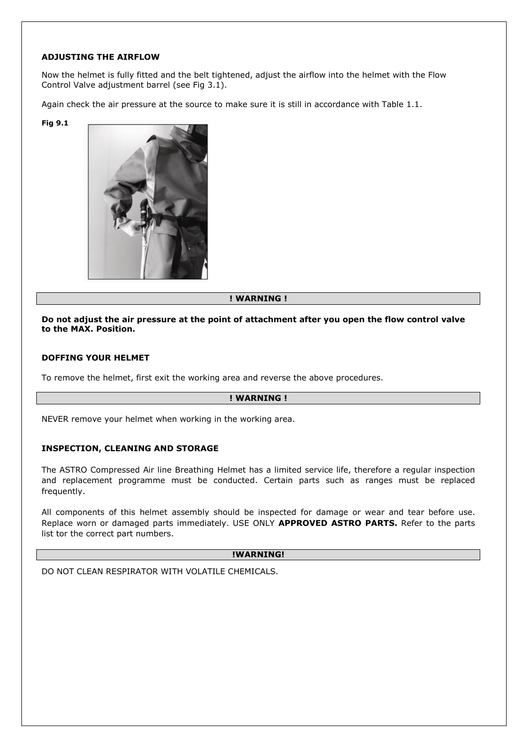### ADJUSTING THE AIRFLOW

Now the helmet is fully fitted and the belt tightened, adjust the airflow into the helmet with the Flow Control Valve adjustment barrel (see Fig 3.1).

Again check the air pressure at the source to make sure it is still in accordance with Table 1.1.

**Fig 9.1**

**! WARNING !**

**Do not adjust the air pressure at the point of attachment after you open the flow control valve to the MAX. Position.**

### DOFFING YOUR HELMET

To remove the helmet, first exit the working area and reverse the above procedures.

**! WARNING !**

NEVER remove your helmet when working in the working area.

### INSPECTION, CLEANING AND STORAGE

The ASTRO Compressed Air line Breathing Helmet has a limited service life, therefore a regular inspection and replacement programme must be conducted. Certain parts such as ranges must be replaced frequently.

All components of this helmet assembly should be inspected for damage or wear and tear before use. Replace worn or damaged parts immediately. USE ONLY **APPROVED ASTRO PARTS.** Refer to the parts list tor the correct part numbers.

**!WARNING!**

DO NOT CLEAN RESPIRATOR WITH VOLATILE CHEMICALS.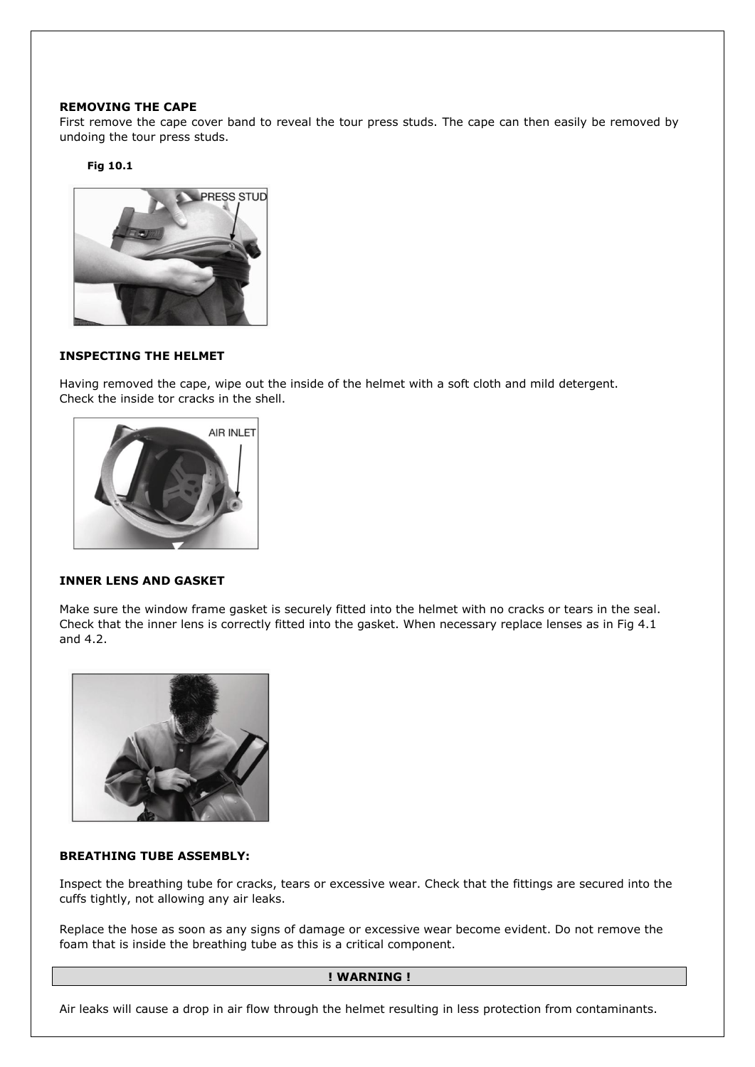**REMOVING THE CAPE**

First remove the cape cover band to reveal the tour press studs. The cape can then easily be removed by undoing the tour press studs.

**Fig 10.1**

**INSPECTING THE HELMET**

Having removed the cape, wipe out the inside of the helmet with a soft cloth and mild detergent.
Check the inside tor cracks in the shell.

**INNER LENS AND GASKET**

Make sure the window frame gasket is securely fitted into the helmet with no cracks or tears in the seal. Check that the inner lens is correctly fitted into the gasket. When necessary replace lenses as in Fig 4.1 and 4.2.

**BREATHING TUBE ASSEMBLY:**

Inspect the breathing tube for cracks, tears or excessive wear. Check that the fittings are secured into the cuffs tightly, not allowing any air leaks.

Replace the hose as soon as any signs of damage or excessive wear become evident. Do not remove the foam that is inside the breathing tube as this is a critical component.

**! WARNING !**

Air leaks will cause a drop in air flow through the helmet resulting in less protection from contaminants.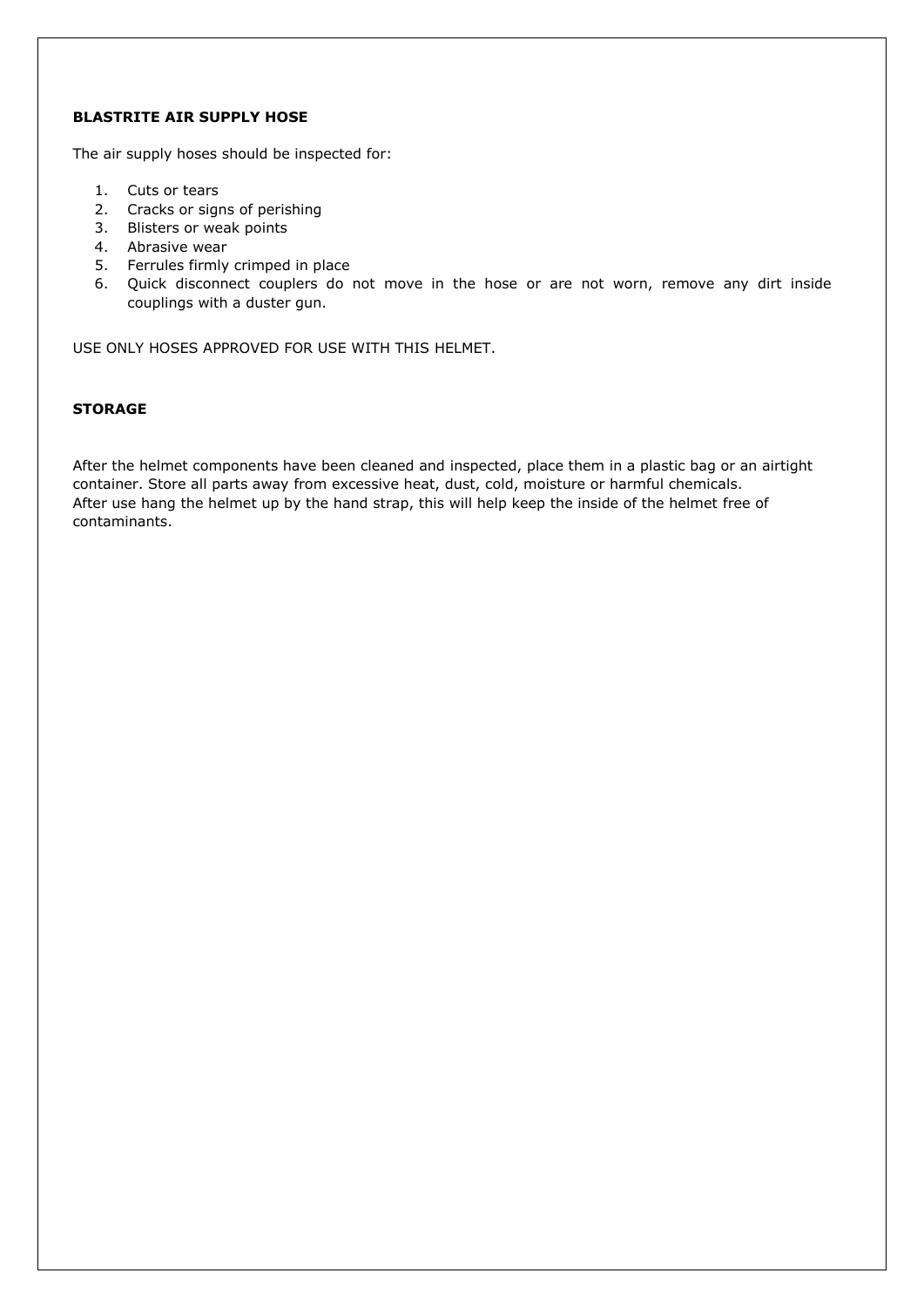**BLASTRITE AIR SUPPLY HOSE**

The air supply hoses should be inspected for:

1. Cuts or tears
2. Cracks or signs of perishing
3. Blisters or weak points
4. Abrasive wear
5. Ferrules firmly crimped in place
6. Quick disconnect couplers do not move in the hose or are not worn, remove any dirt inside couplings with a duster gun.

USE ONLY HOSES APPROVED FOR USE WITH THIS HELMET.

**STORAGE**

After the helmet components have been cleaned and inspected, place them in a plastic bag or an airtight container. Store all parts away from excessive heat, dust, cold, moisture or harmful chemicals.
After use hang the helmet up by the hand strap, this will help keep the inside of the helmet free of contaminants.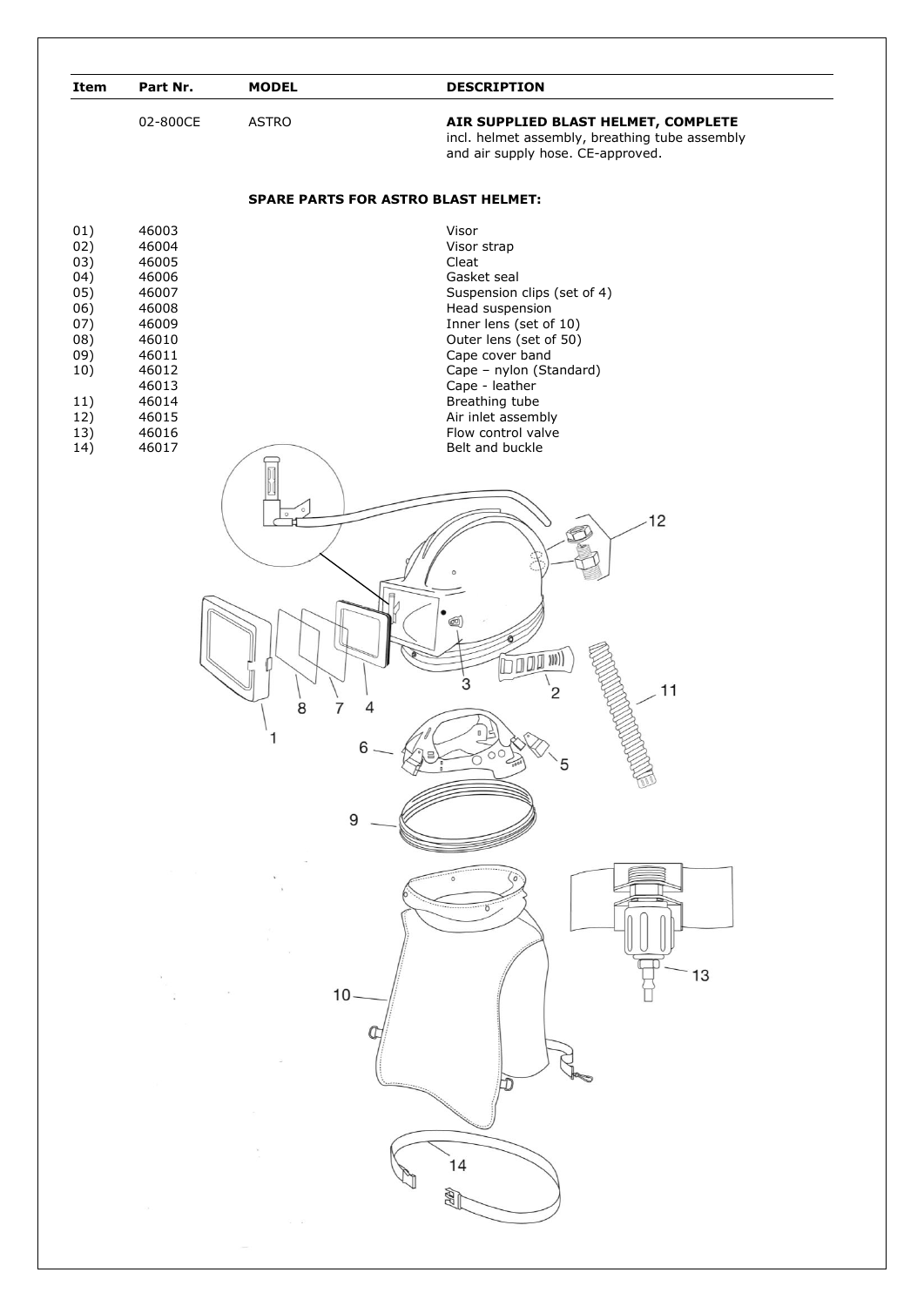| Item | Part Nr. | MODEL | DESCRIPTION |
|---|---|---|---|
| | 02-800CE | ASTRO | **AIR SUPPLIED BLAST HELMET, COMPLETE** incl. helmet assembly, breathing tube assembly and air supply hose. CE-approved. |

**SPARE PARTS FOR ASTRO BLAST HELMET:**

| Item | Part Nr. | MODEL | DESCRIPTION |
|---|---|---|---|
| 01) | 46003 | | Visor |
| 02) | 46004 | | Visor strap |
| 03) | 46005 | | Cleat |
| 04) | 46006 | | Gasket seal |
| 05) | 46007 | | Suspension clips (set of 4) |
| 06) | 46008 | | Head suspension |
| 07) | 46009 | | Inner lens (set of 10) |
| 08) | 46010 | | Outer lens (set of 50) |
| 09) | 46011 | | Cape cover band |
| 10) | 46012 | | Cape – nylon (Standard) |
| | 46013 | | Cape - leather |
| 11) | 46014 | | Breathing tube |
| 12) | 46015 | | Air inlet assembly |
| 13) | 46016 | | Flow control valve |
| 14) | 46017 | | Belt and buckle |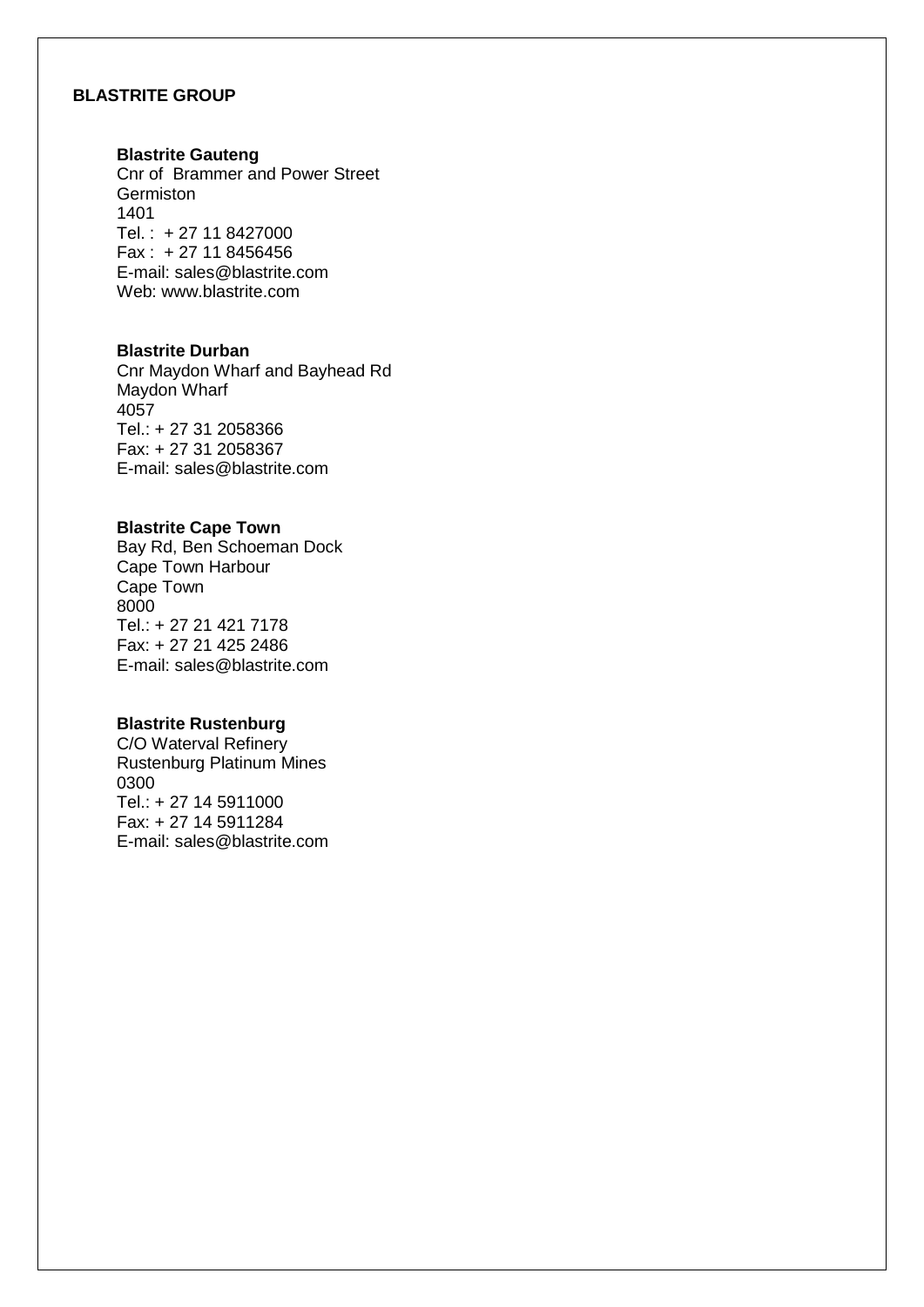**BLASTRITE GROUP**

**Blastrite Gauteng**
Cnr of Brammer and Power Street
Germiston
1401
Tel. : + 27 11 8427000
Fax : + 27 11 8456456
E-mail: sales@blastrite.com
Web: www.blastrite.com

**Blastrite Durban**
Cnr Maydon Wharf and Bayhead Rd
Maydon Wharf
4057
Tel.: + 27 31 2058366
Fax: + 27 31 2058367
E-mail: sales@blastrite.com

**Blastrite Cape Town**
Bay Rd, Ben Schoeman Dock
Cape Town Harbour
Cape Town
8000
Tel.: + 27 21 421 7178
Fax: + 27 21 425 2486
E-mail: sales@blastrite.com

**Blastrite Rustenburg**
C/O Waterval Refinery
Rustenburg Platinum Mines
0300
Tel.: + 27 14 5911000
Fax: + 27 14 5911284
E-mail: sales@blastrite.com